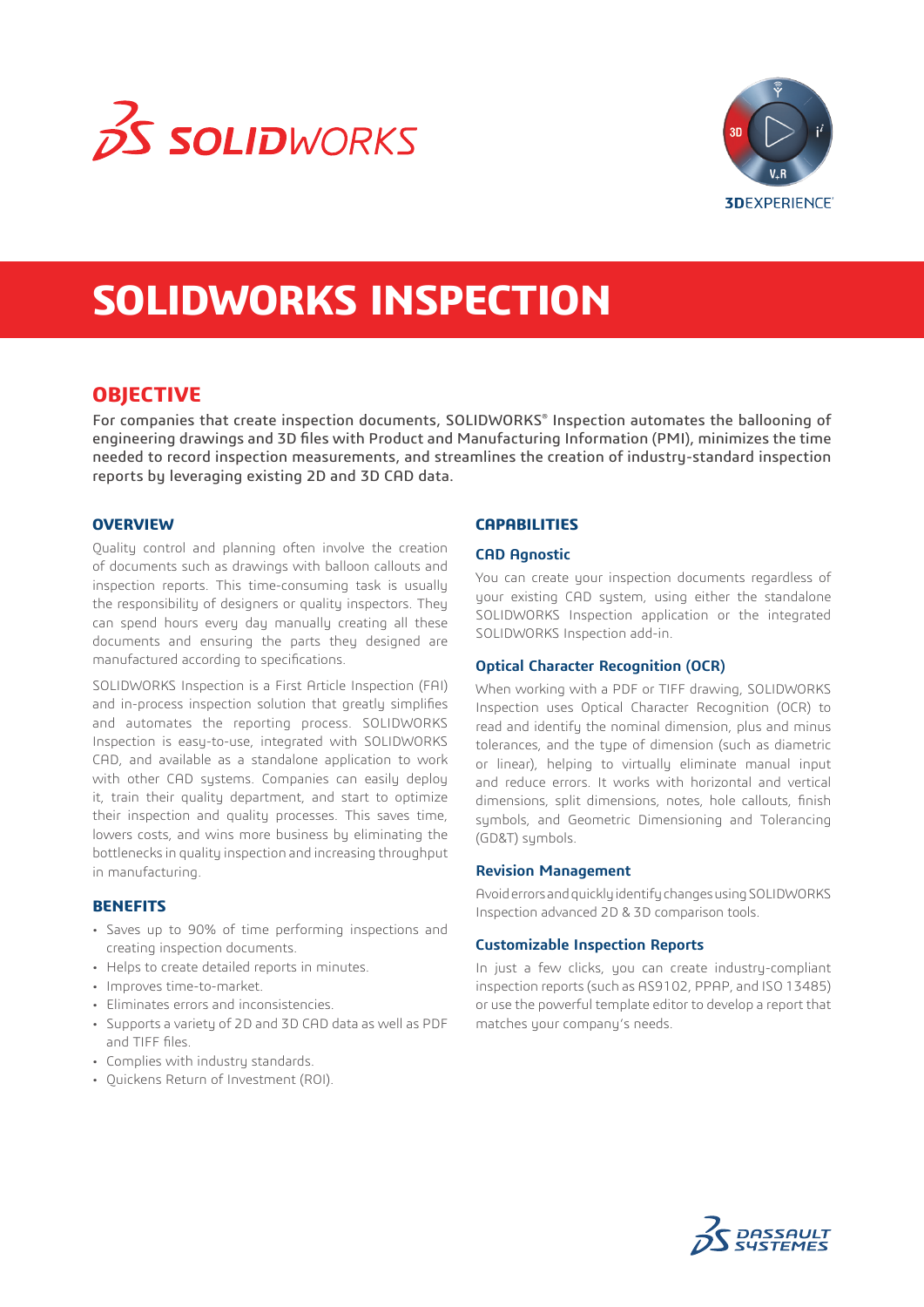# SOLIDWORKS INSPECTION

## OBJECTIVE

For companies that create inspection documents, SOLIDWORKS® Inspection automates the ballooning of engineering drawings and 3D files with Product and Manufacturing Information (PMI), minimizes the time needed to record inspection measurements, and streamlines the creation of industry-standard inspection reports by leveraging existing 2D and 3D CAD data.

### OVERVIEW

Quality control and planning often involve the creation of documents such as drawings with balloon callouts and inspection reports. This time-consuming task is usually the responsibility of designers or quality inspectors. They can spend hours every day manually creating all these documents and ensuring the parts they designed are manufactured according to specifications.

SOLIDWORKS Inspection is a First Article Inspection (FAI) and in-process inspection solution that greatly simplifies and automates the reporting process. SOLIDWORKS Inspection is easy-to-use, integrated with SOLIDWORKS CAD, and available as a standalone application to work with other CAD systems. Companies can easily deploy it, train their quality department, and start to optimize their inspection and quality processes. This saves time, lowers costs, and wins more business by eliminating the bottlenecks in quality inspection and increasing throughput in manufacturing.

### BENEFITS

- Saves up to 90% of time performing inspections and creating inspection documents.
- Helps to create detailed reports in minutes.
- Improves time-to-market.
- Eliminates errors and inconsistencies.
- Supports a variety of 2D and 3D CAD data as well as PDF and TIFF files.
- Complies with industry standards.
- Quickens Return of Investment (ROI).

### CAPABILITIES

#### CAD Agnostic

You can create your inspection documents regardless of your existing CAD system, using either the standalone SOLIDWORKS Inspection application or the integrated SOLIDWORKS Inspection add-in.

#### Optical Character Recognition (OCR)

When working with a PDF or TIFF drawing, SOLIDWORKS Inspection uses Optical Character Recognition (OCR) to read and identify the nominal dimension, plus and minus tolerances, and the type of dimension (such as diametric or linear), helping to virtually eliminate manual input and reduce errors. It works with horizontal and vertical dimensions, split dimensions, notes, hole callouts, finish symbols, and Geometric Dimensioning and Tolerancing (GD&T) symbols.

#### Revision Management

Avoid errors and quickly identify changes using SOLIDWORKS Inspection advanced 2D & 3D comparison tools.

#### Customizable Inspection Reports

In just a few clicks, you can create industry-compliant inspection reports (such as AS9102, PPAP, and ISO 13485) or use the powerful template editor to develop a report that matches your company's needs.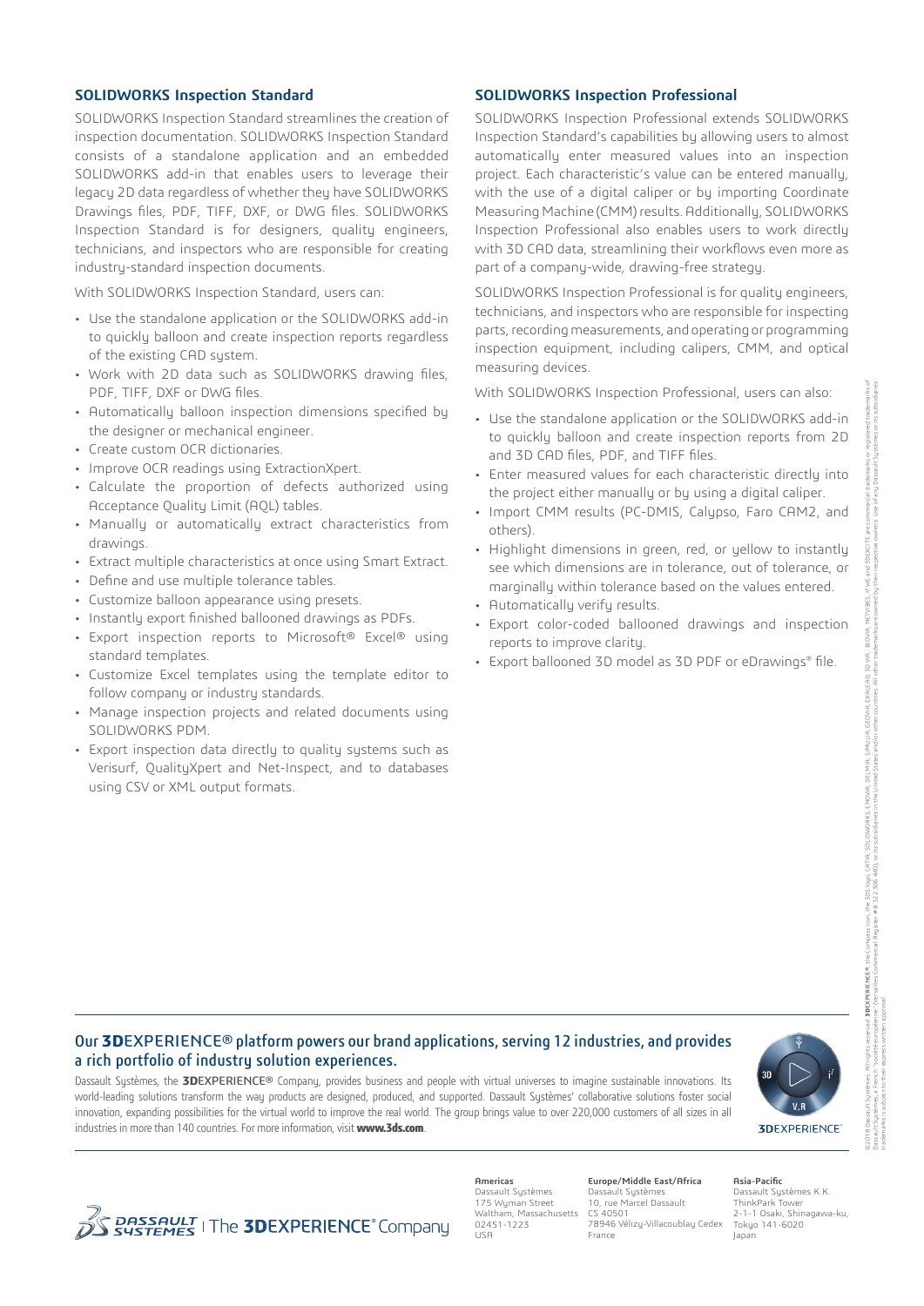## SOLIDWORKS Inspection Standard

SOLIDWORKS Inspection Standard streamlines the creation of inspection documentation. SOLIDWORKS Inspection Standard consists of a standalone application and an embedded SOLIDWORKS add-in that enables users to leverage their legacy 2D data regardless of whether they have SOLIDWORKS Drawings files, PDF, TIFF, DXF, or DWG files. SOLIDWORKS Inspection Standard is for designers, quality engineers, technicians, and inspectors who are responsible for creating industry-standard inspection documents.

With SOLIDWORKS Inspection Standard, users can:

- Use the standalone application or the SOLIDWORKS add-in to quickly balloon and create inspection reports regardless of the existing CAD system.
- Work with 2D data such as SOLIDWORKS drawing files, PDF, TIFF, DXF or DWG files.
- Automatically balloon inspection dimensions specified by the designer or mechanical engineer.
- Create custom OCR dictionaries.
- Improve OCR readings using ExtractionXpert.
- Calculate the proportion of defects authorized using Acceptance Quality Limit (AQL) tables.
- Manually or automatically extract characteristics from drawings.
- Extract multiple characteristics at once using Smart Extract.
- Define and use multiple tolerance tables.
- Customize balloon appearance using presets.
- Instantly export finished ballooned drawings as PDFs.
- Export inspection reports to Microsoft® Excel® using standard templates.
- Customize Excel templates using the template editor to follow company or industry standards.
- Manage inspection projects and related documents using SOLIDWORKS PDM.
- Export inspection data directly to quality systems such as Verisurf, QualityXpert and Net-Inspect, and to databases using CSV or XML output formats.

## SOLIDWORKS Inspection Professional

SOLIDWORKS Inspection Professional extends SOLIDWORKS Inspection Standard's capabilities by allowing users to almost automatically enter measured values into an inspection project. Each characteristic's value can be entered manually, with the use of a digital caliper or by importing Coordinate Measuring Machine (CMM) results. Additionally, SOLIDWORKS Inspection Professional also enables users to work directly with 3D CAD data, streamlining their workflows even more as part of a company-wide, drawing-free strategy.

SOLIDWORKS Inspection Professional is for quality engineers, technicians, and inspectors who are responsible for inspecting parts, recording measurements, and operating or programming inspection equipment, including calipers, CMM, and optical measuring devices.

With SOLIDWORKS Inspection Professional, users can also:

- Use the standalone application or the SOLIDWORKS add-in to quickly balloon and create inspection reports from 2D and 3D CAD files, PDF, and TIFF files.
- Enter measured values for each characteristic directly into the project either manually or by using a digital caliper.
- Import CMM results (PC-DMIS, Calypso, Faro CAM2, and others).
- Highlight dimensions in green, red, or yellow to instantly see which dimensions are in tolerance, out of tolerance, or marginally within tolerance based on the values entered.
- Automatically verify results.
- Export color-coded ballooned drawings and inspection reports to improve clarity.
- Export ballooned 3D model as 3D PDF or eDrawings® file.

### Our 3DEXPERIENCE® platform powers our brand applications, serving 12 industries, and provides a rich portfolio of industry solution experiences.

Dassault Systèmes, the **3D**EXPERIENCE® Company, provides business and people with virtual universes to imagine sustainable innovations. Its world-leading solutions transform the way products are designed, produced, and supported. Dassault Systèmes' collaborative solutions foster social innovation, expanding possibilities for the virtual world to improve the real world. The group brings value to over 220,000 customers of all sizes in all industries in more than 140 countries. For more information, visit **www.3ds.com**.

DASSAULT SYSTEMES | The 3DEXPERIENCE® Company

**Americas**
Dassault Systèmes
175 Wyman Street
Waltham, Massachusetts
02451-1223
USA

**Europe/Middle East/Africa**
Dassault Systèmes
10, rue Marcel Dassault
CS 40501
78946 Vélizy-Villacoublay Cedex
France

**Asia-Pacific**
Dassault Systèmes K.K.
ThinkPark Tower
2-1-1 Osaki, Shinagawa-ku,
Tokyo 141-6020
Japan